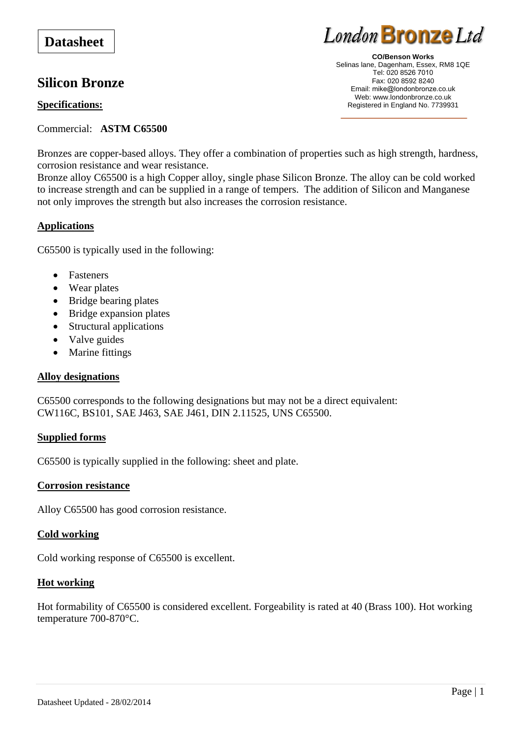Datasheet

London Bronze Ltd

**CO/Benson Works**
Selinas lane, Dagenham, Essex, RM8 1QE
Tel: 020 8526 7010
Fax: 020 8592 8240
Email: mike@londonbronze.co.uk
Web: www.londonbronze.co.uk
Registered in England No. 7739931

# Silicon Bronze

**Specifications:**

Commercial: **ASTM C65500**

Bronzes are copper-based alloys. They offer a combination of properties such as high strength, hardness, corrosion resistance and wear resistance.
Bronze alloy C65500 is a high Copper alloy, single phase Silicon Bronze. The alloy can be cold worked to increase strength and can be supplied in a range of tempers. The addition of Silicon and Manganese not only improves the strength but also increases the corrosion resistance.

## Applications

C65500 is typically used in the following:

- Fasteners
- Wear plates
- Bridge bearing plates
- Bridge expansion plates
- Structural applications
- Valve guides
- Marine fittings

## Alloy designations

C65500 corresponds to the following designations but may not be a direct equivalent:
CW116C, BS101, SAE J463, SAE J461, DIN 2.11525, UNS C65500.

## Supplied forms

C65500 is typically supplied in the following: sheet and plate.

## Corrosion resistance

Alloy C65500 has good corrosion resistance.

## Cold working

Cold working response of C65500 is excellent.

## Hot working

Hot formability of C65500 is considered excellent. Forgeability is rated at 40 (Brass 100). Hot working temperature 700-870°C.

Datasheet Updated - 28/02/2014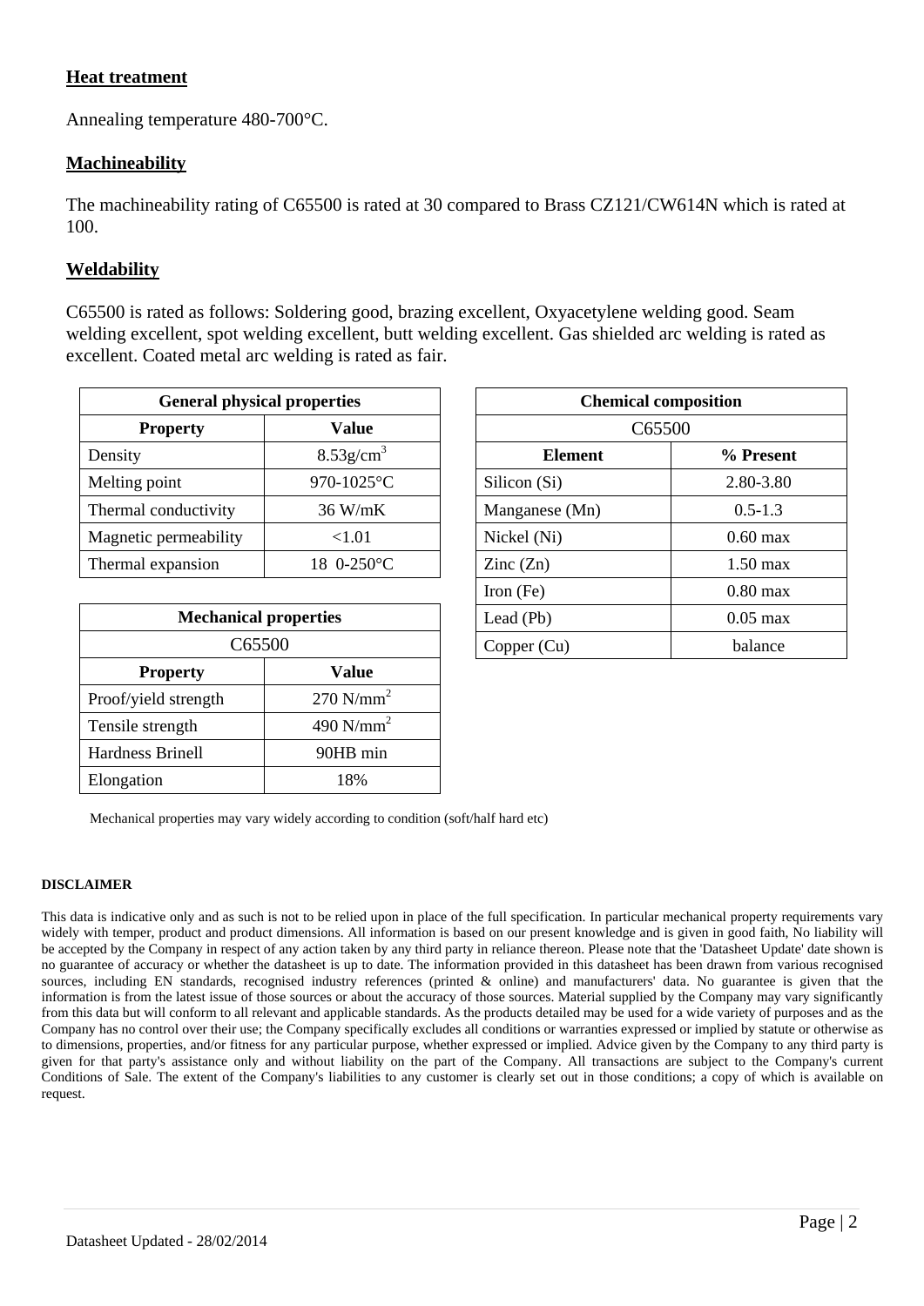## Heat treatment

Annealing temperature 480-700°C.

## Machineability

The machineability rating of C65500 is rated at 30 compared to Brass CZ121/CW614N which is rated at 100.

## Weldability

C65500 is rated as follows: Soldering good, brazing excellent, Oxyacetylene welding good. Seam welding excellent, spot welding excellent, butt welding excellent. Gas shielded arc welding is rated as excellent. Coated metal arc welding is rated as fair.

| General physical properties | |
|---|---|
| **Property** | **Value** |
| Density | 8.53g/cm$^3$ |
| Melting point | 970-1025°C |
| Thermal conductivity | 36 W/mK |
| Magnetic permeability | <1.01 |
| Thermal expansion | 18 0-250°C |

| Chemical composition | |
|---|---|
| C65500 | |
| **Element** | **% Present** |
| Silicon (Si) | 2.80-3.80 |
| Manganese (Mn) | 0.5-1.3 |
| Nickel (Ni) | 0.60 max |
| Zinc (Zn) | 1.50 max |
| Iron (Fe) | 0.80 max |
| Lead (Pb) | 0.05 max |
| Copper (Cu) | balance |

| Mechanical properties | |
|---|---|
| C65500 | |
| **Property** | **Value** |
| Proof/yield strength | 270 N/mm$^2$ |
| Tensile strength | 490 N/mm$^2$ |
| Hardness Brinell | 90HB min |
| Elongation | 18% |

Mechanical properties may vary widely according to condition (soft/half hard etc)

**DISCLAIMER**

This data is indicative only and as such is not to be relied upon in place of the full specification. In particular mechanical property requirements vary widely with temper, product and product dimensions. All information is based on our present knowledge and is given in good faith, No liability will be accepted by the Company in respect of any action taken by any third party in reliance thereon. Please note that the 'Datasheet Update' date shown is no guarantee of accuracy or whether the datasheet is up to date. The information provided in this datasheet has been drawn from various recognised sources, including EN standards, recognised industry references (printed & online) and manufacturers' data. No guarantee is given that the information is from the latest issue of those sources or about the accuracy of those sources. Material supplied by the Company may vary significantly from this data but will conform to all relevant and applicable standards. As the products detailed may be used for a wide variety of purposes and as the Company has no control over their use; the Company specifically excludes all conditions or warranties expressed or implied by statute or otherwise as to dimensions, properties, and/or fitness for any particular purpose, whether expressed or implied. Advice given by the Company to any third party is given for that party's assistance only and without liability on the part of the Company. All transactions are subject to the Company's current Conditions of Sale. The extent of the Company's liabilities to any customer is clearly set out in those conditions; a copy of which is available on request.

Datasheet Updated - 28/02/2014